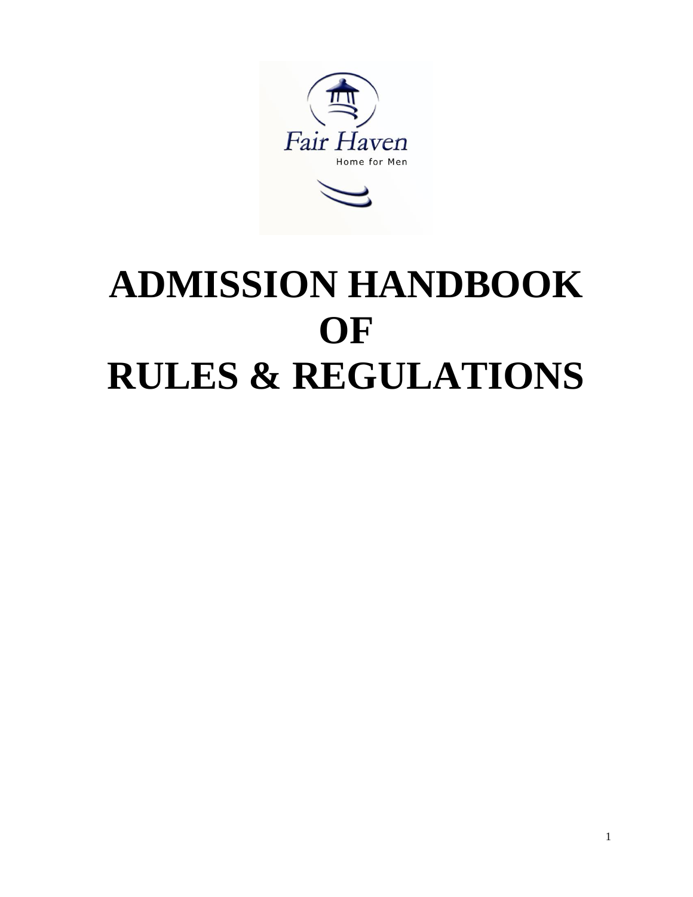Fair Haven

Home for Men

# ADMISSION HANDBOOK OF RULES & REGULATIONS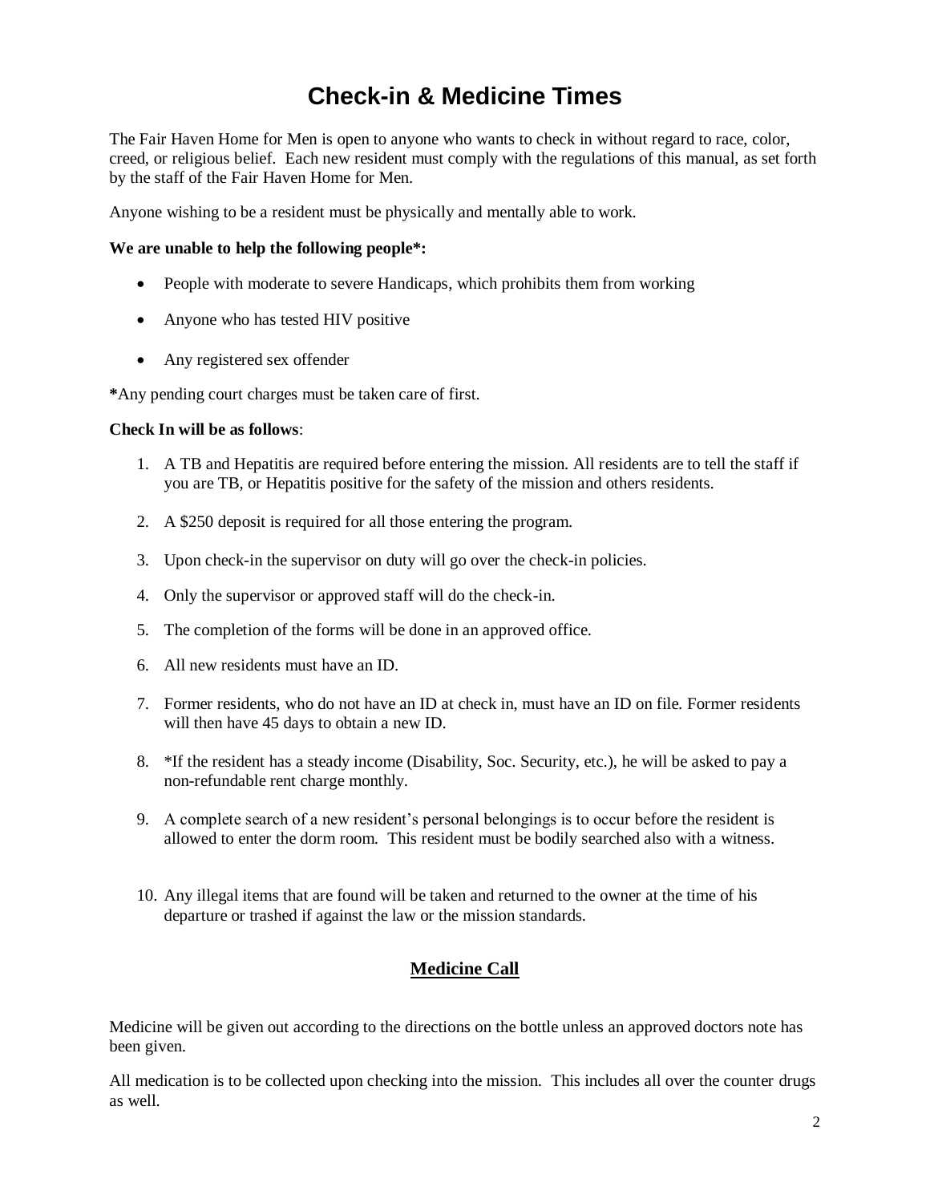# Check-in & Medicine Times

The Fair Haven Home for Men is open to anyone who wants to check in without regard to race, color, creed, or religious belief. Each new resident must comply with the regulations of this manual, as set forth by the staff of the Fair Haven Home for Men.

Anyone wishing to be a resident must be physically and mentally able to work.

**We are unable to help the following people*:**

- People with moderate to severe Handicaps, which prohibits them from working
- Anyone who has tested HIV positive
- Any registered sex offender

**\***Any pending court charges must be taken care of first.

**Check In will be as follows**:

1. A TB and Hepatitis are required before entering the mission. All residents are to tell the staff if you are TB, or Hepatitis positive for the safety of the mission and others residents.
2. A $250 deposit is required for all those entering the program.
3. Upon check-in the supervisor on duty will go over the check-in policies.
4. Only the supervisor or approved staff will do the check-in.
5. The completion of the forms will be done in an approved office.
6. All new residents must have an ID.
7. Former residents, who do not have an ID at check in, must have an ID on file. Former residents will then have 45 days to obtain a new ID.
8. *If the resident has a steady income (Disability, Soc. Security, etc.), he will be asked to pay a non-refundable rent charge monthly.
9. A complete search of a new resident's personal belongings is to occur before the resident is allowed to enter the dorm room. This resident must be bodily searched also with a witness.
10. Any illegal items that are found will be taken and returned to the owner at the time of his departure or trashed if against the law or the mission standards.

## Medicine Call

Medicine will be given out according to the directions on the bottle unless an approved doctors note has been given.

All medication is to be collected upon checking into the mission. This includes all over the counter drugs as well.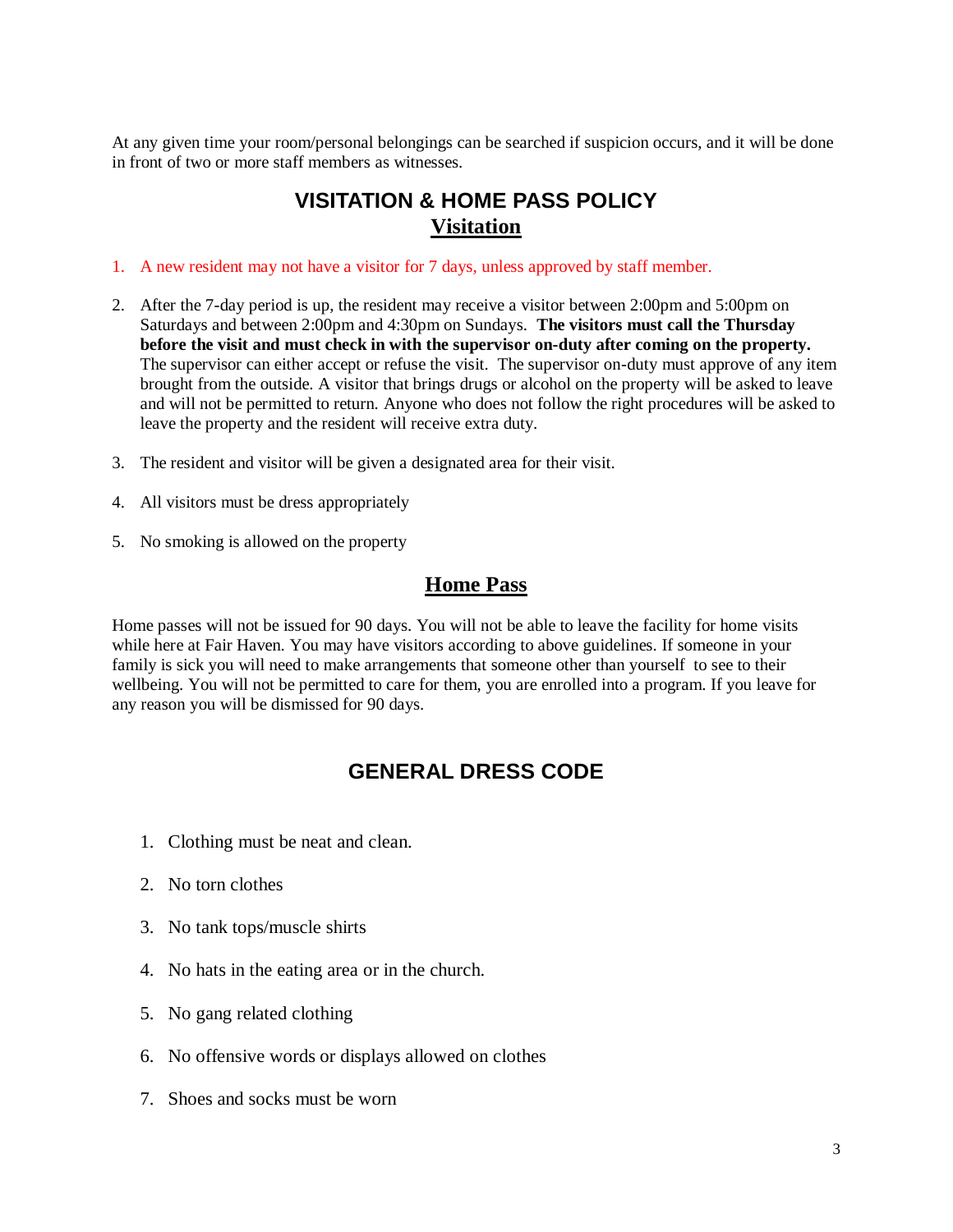At any given time your room/personal belongings can be searched if suspicion occurs, and it will be done in front of two or more staff members as witnesses.

## VISITATION & HOME PASS POLICY

### Visitation

1. A new resident may not have a visitor for 7 days, unless approved by staff member.
2. After the 7-day period is up, the resident may receive a visitor between 2:00pm and 5:00pm on Saturdays and between 2:00pm and 4:30pm on Sundays. **The visitors must call the Thursday before the visit and must check in with the supervisor on-duty after coming on the property.** The supervisor can either accept or refuse the visit. The supervisor on-duty must approve of any item brought from the outside. A visitor that brings drugs or alcohol on the property will be asked to leave and will not be permitted to return. Anyone who does not follow the right procedures will be asked to leave the property and the resident will receive extra duty.
3. The resident and visitor will be given a designated area for their visit.
4. All visitors must be dress appropriately
5. No smoking is allowed on the property

### Home Pass

Home passes will not be issued for 90 days. You will not be able to leave the facility for home visits while here at Fair Haven. You may have visitors according to above guidelines. If someone in your family is sick you will need to make arrangements that someone other than yourself to see to their wellbeing. You will not be permitted to care for them, you are enrolled into a program. If you leave for any reason you will be dismissed for 90 days.

## GENERAL DRESS CODE

1. Clothing must be neat and clean.
2. No torn clothes
3. No tank tops/muscle shirts
4. No hats in the eating area or in the church.
5. No gang related clothing
6. No offensive words or displays allowed on clothes
7. Shoes and socks must be worn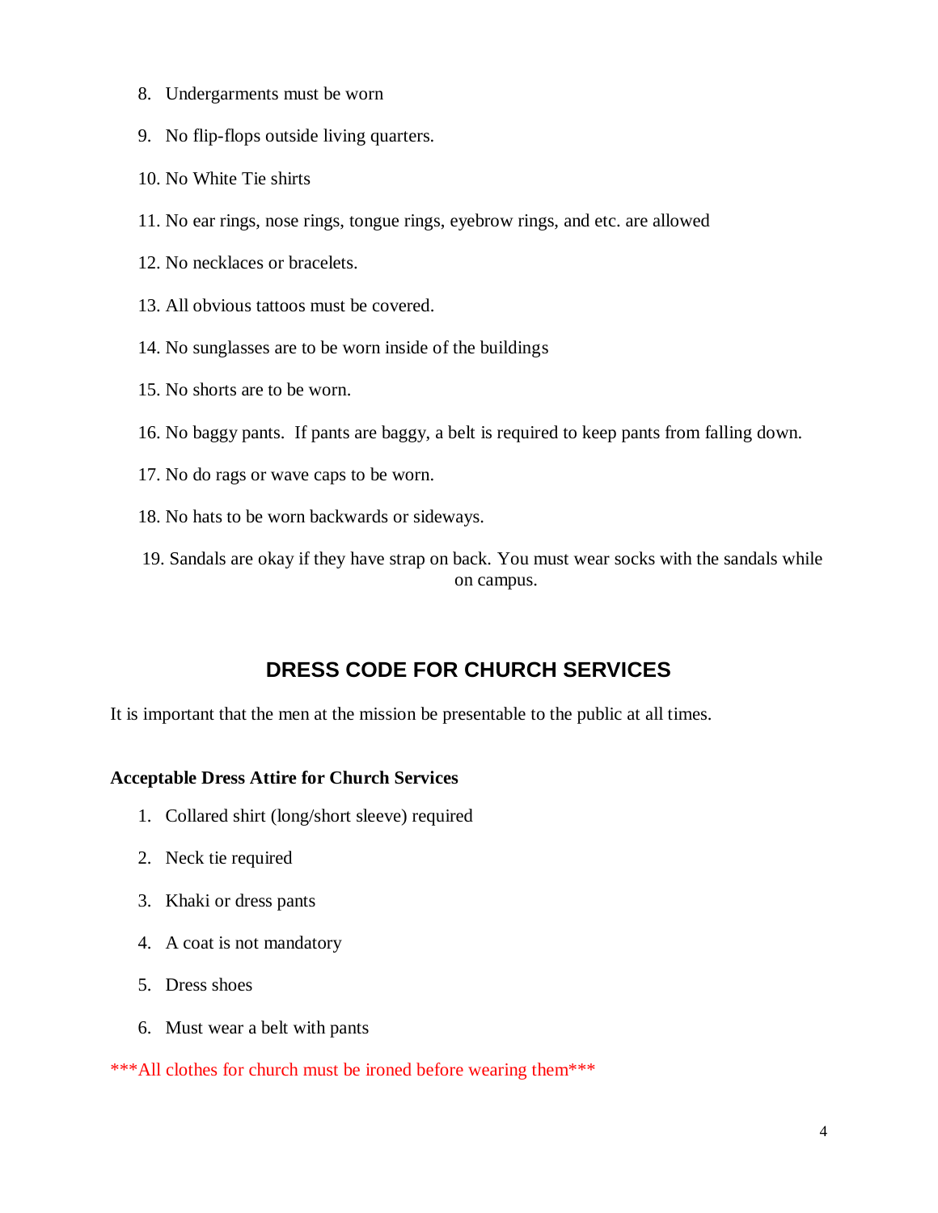8. Undergarments must be worn
9. No flip-flops outside living quarters.
10. No White Tie shirts
11. No ear rings, nose rings, tongue rings, eyebrow rings, and etc. are allowed
12. No necklaces or bracelets.
13. All obvious tattoos must be covered.
14. No sunglasses are to be worn inside of the buildings
15. No shorts are to be worn.
16. No baggy pants. If pants are baggy, a belt is required to keep pants from falling down.
17. No do rags or wave caps to be worn.
18. No hats to be worn backwards or sideways.
19. Sandals are okay if they have strap on back. You must wear socks with the sandals while on campus.

## DRESS CODE FOR CHURCH SERVICES

It is important that the men at the mission be presentable to the public at all times.

**Acceptable Dress Attire for Church Services**

1. Collared shirt (long/short sleeve) required
2. Neck tie required
3. Khaki or dress pants
4. A coat is not mandatory
5. Dress shoes
6. Must wear a belt with pants

***All clothes for church must be ironed before wearing them***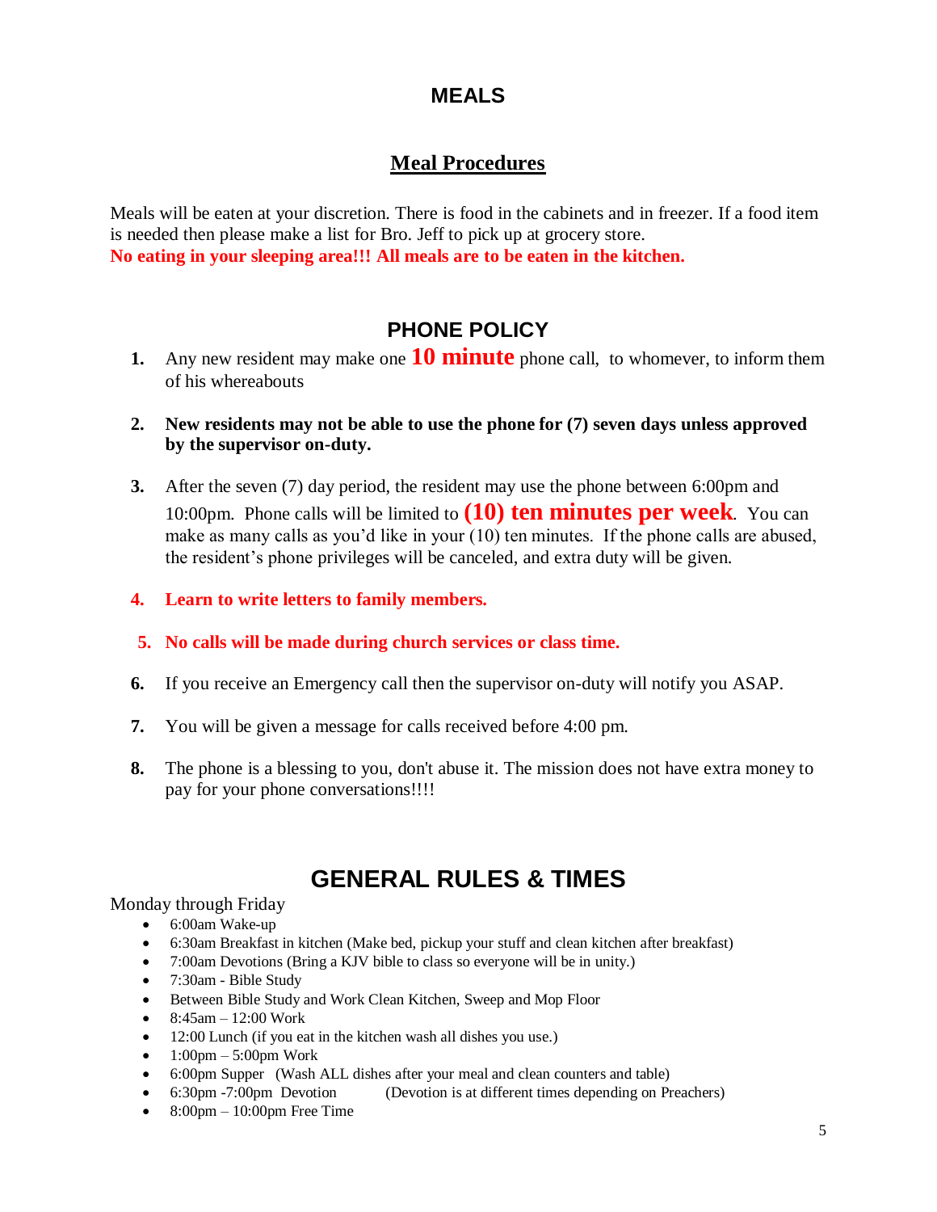# MEALS

## Meal Procedures

Meals will be eaten at your discretion. There is food in the cabinets and in freezer. If a food item is needed then please make a list for Bro. Jeff to pick up at grocery store.
**No eating in your sleeping area!!! All meals are to be eaten in the kitchen.**

# PHONE POLICY

1. Any new resident may make one **10 minute** phone call, to whomever, to inform them of his whereabouts

2. **New residents may not be able to use the phone for (7) seven days unless approved by the supervisor on-duty.**

3. After the seven (7) day period, the resident may use the phone between 6:00pm and 10:00pm. Phone calls will be limited to **(10) ten minutes per week**. You can make as many calls as you'd like in your (10) ten minutes. If the phone calls are abused, the resident's phone privileges will be canceled, and extra duty will be given.

4. **Learn to write letters to family members.**

5. **No calls will be made during church services or class time.**

6. If you receive an Emergency call then the supervisor on-duty will notify you ASAP.

7. You will be given a message for calls received before 4:00 pm.

8. The phone is a blessing to you, don't abuse it. The mission does not have extra money to pay for your phone conversations!!!!

# GENERAL RULES & TIMES

Monday through Friday

- 6:00am Wake-up
- 6:30am Breakfast in kitchen (Make bed, pickup your stuff and clean kitchen after breakfast)
- 7:00am Devotions (Bring a KJV bible to class so everyone will be in unity.)
- 7:30am - Bible Study
- Between Bible Study and Work Clean Kitchen, Sweep and Mop Floor
- 8:45am – 12:00 Work
- 12:00 Lunch (if you eat in the kitchen wash all dishes you use.)
- 1:00pm – 5:00pm Work
- 6:00pm Supper (Wash ALL dishes after your meal and clean counters and table)
- 6:30pm -7:00pm Devotion (Devotion is at different times depending on Preachers)
- 8:00pm – 10:00pm Free Time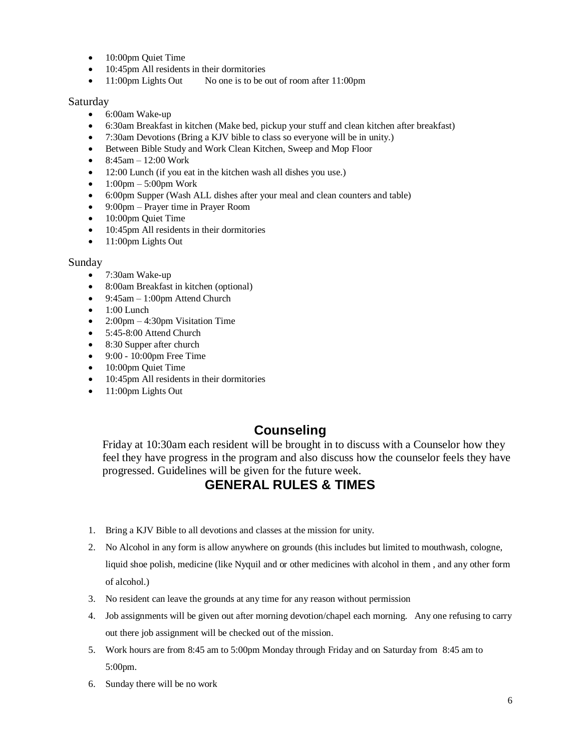- 10:00pm Quiet Time
- 10:45pm All residents in their dormitories
- 11:00pm Lights Out No one is to be out of room after 11:00pm

Saturday

- 6:00am Wake-up
- 6:30am Breakfast in kitchen (Make bed, pickup your stuff and clean kitchen after breakfast)
- 7:30am Devotions (Bring a KJV bible to class so everyone will be in unity.)
- Between Bible Study and Work Clean Kitchen, Sweep and Mop Floor
- 8:45am – 12:00 Work
- 12:00 Lunch (if you eat in the kitchen wash all dishes you use.)
- 1:00pm – 5:00pm Work
- 6:00pm Supper (Wash ALL dishes after your meal and clean counters and table)
- 9:00pm – Prayer time in Prayer Room
- 10:00pm Quiet Time
- 10:45pm All residents in their dormitories
- 11:00pm Lights Out

Sunday

- 7:30am Wake-up
- 8:00am Breakfast in kitchen (optional)
- 9:45am – 1:00pm Attend Church
- 1:00 Lunch
- 2:00pm – 4:30pm Visitation Time
- 5:45-8:00 Attend Church
- 8:30 Supper after church
- 9:00 - 10:00pm Free Time
- 10:00pm Quiet Time
- 10:45pm All residents in their dormitories
- 11:00pm Lights Out

## Counseling

Friday at 10:30am each resident will be brought in to discuss with a Counselor how they feel they have progress in the program and also discuss how the counselor feels they have progressed. Guidelines will be given for the future week.

## GENERAL RULES & TIMES

1. Bring a KJV Bible to all devotions and classes at the mission for unity.
2. No Alcohol in any form is allow anywhere on grounds (this includes but limited to mouthwash, cologne, liquid shoe polish, medicine (like Nyquil and or other medicines with alcohol in them , and any other form of alcohol.)
3. No resident can leave the grounds at any time for any reason without permission
4. Job assignments will be given out after morning devotion/chapel each morning. Any one refusing to carry out there job assignment will be checked out of the mission.
5. Work hours are from 8:45 am to 5:00pm Monday through Friday and on Saturday from 8:45 am to 5:00pm.
6. Sunday there will be no work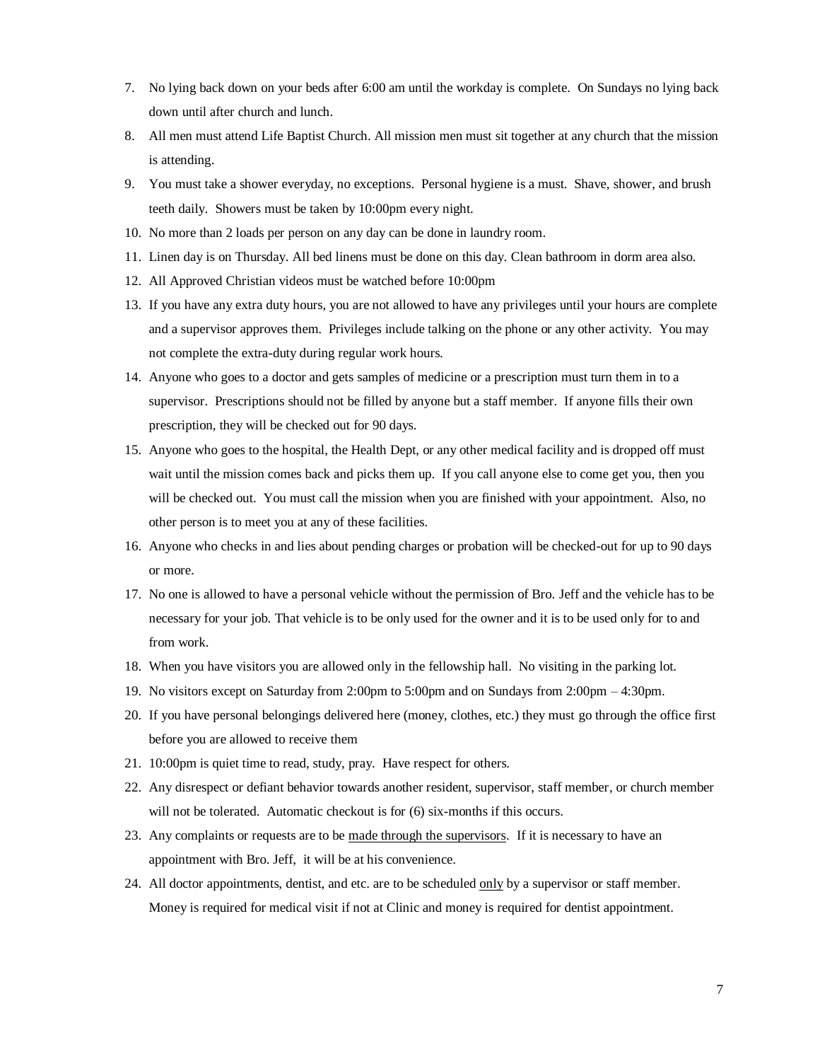7. No lying back down on your beds after 6:00 am until the workday is complete. On Sundays no lying back down until after church and lunch.
8. All men must attend Life Baptist Church. All mission men must sit together at any church that the mission is attending.
9. You must take a shower everyday, no exceptions. Personal hygiene is a must. Shave, shower, and brush teeth daily. Showers must be taken by 10:00pm every night.
10. No more than 2 loads per person on any day can be done in laundry room.
11. Linen day is on Thursday. All bed linens must be done on this day. Clean bathroom in dorm area also.
12. All Approved Christian videos must be watched before 10:00pm
13. If you have any extra duty hours, you are not allowed to have any privileges until your hours are complete and a supervisor approves them. Privileges include talking on the phone or any other activity. You may not complete the extra-duty during regular work hours.
14. Anyone who goes to a doctor and gets samples of medicine or a prescription must turn them in to a supervisor. Prescriptions should not be filled by anyone but a staff member. If anyone fills their own prescription, they will be checked out for 90 days.
15. Anyone who goes to the hospital, the Health Dept, or any other medical facility and is dropped off must wait until the mission comes back and picks them up. If you call anyone else to come get you, then you will be checked out. You must call the mission when you are finished with your appointment. Also, no other person is to meet you at any of these facilities.
16. Anyone who checks in and lies about pending charges or probation will be checked-out for up to 90 days or more.
17. No one is allowed to have a personal vehicle without the permission of Bro. Jeff and the vehicle has to be necessary for your job. That vehicle is to be only used for the owner and it is to be used only for to and from work.
18. When you have visitors you are allowed only in the fellowship hall. No visiting in the parking lot.
19. No visitors except on Saturday from 2:00pm to 5:00pm and on Sundays from 2:00pm – 4:30pm.
20. If you have personal belongings delivered here (money, clothes, etc.) they must go through the office first before you are allowed to receive them
21. 10:00pm is quiet time to read, study, pray. Have respect for others.
22. Any disrespect or defiant behavior towards another resident, supervisor, staff member, or church member will not be tolerated. Automatic checkout is for (6) six-months if this occurs.
23. Any complaints or requests are to be <u>made through the supervisors</u>. If it is necessary to have an appointment with Bro. Jeff, it will be at his convenience.
24. All doctor appointments, dentist, and etc. are to be scheduled <u>only</u> by a supervisor or staff member. Money is required for medical visit if not at Clinic and money is required for dentist appointment.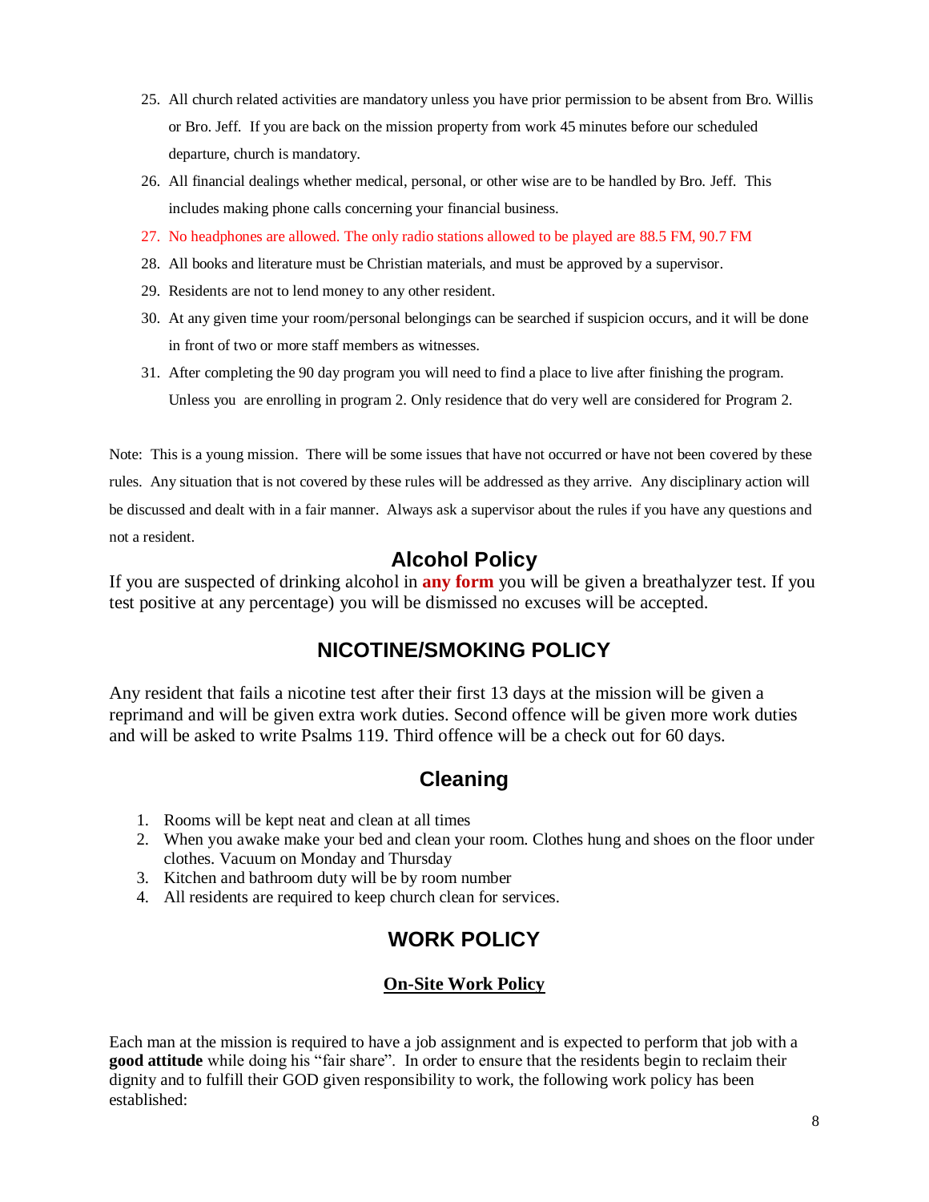25. All church related activities are mandatory unless you have prior permission to be absent from Bro. Willis or Bro. Jeff. If you are back on the mission property from work 45 minutes before our scheduled departure, church is mandatory.
26. All financial dealings whether medical, personal, or other wise are to be handled by Bro. Jeff. This includes making phone calls concerning your financial business.
27. No headphones are allowed. The only radio stations allowed to be played are 88.5 FM, 90.7 FM
28. All books and literature must be Christian materials, and must be approved by a supervisor.
29. Residents are not to lend money to any other resident.
30. At any given time your room/personal belongings can be searched if suspicion occurs, and it will be done in front of two or more staff members as witnesses.
31. After completing the 90 day program you will need to find a place to live after finishing the program. Unless you are enrolling in program 2. Only residence that do very well are considered for Program 2.

Note: This is a young mission. There will be some issues that have not occurred or have not been covered by these rules. Any situation that is not covered by these rules will be addressed as they arrive. Any disciplinary action will be discussed and dealt with in a fair manner. Always ask a supervisor about the rules if you have any questions and not a resident.

## Alcohol Policy

If you are suspected of drinking alcohol in **any form** you will be given a breathalyzer test. If you test positive at any percentage) you will be dismissed no excuses will be accepted.

## NICOTINE/SMOKING POLICY

Any resident that fails a nicotine test after their first 13 days at the mission will be given a reprimand and will be given extra work duties. Second offence will be given more work duties and will be asked to write Psalms 119. Third offence will be a check out for 60 days.

## Cleaning

1. Rooms will be kept neat and clean at all times
2. When you awake make your bed and clean your room. Clothes hung and shoes on the floor under clothes. Vacuum on Monday and Thursday
3. Kitchen and bathroom duty will be by room number
4. All residents are required to keep church clean for services.

## WORK POLICY

### On-Site Work Policy

Each man at the mission is required to have a job assignment and is expected to perform that job with a **good attitude** while doing his "fair share". In order to ensure that the residents begin to reclaim their dignity and to fulfill their GOD given responsibility to work, the following work policy has been established: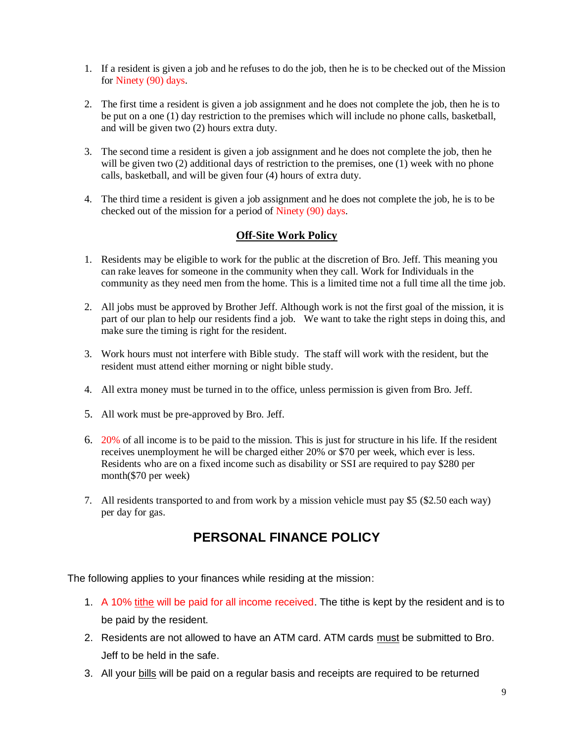1. If a resident is given a job and he refuses to do the job, then he is to be checked out of the Mission for Ninety (90) days.

2. The first time a resident is given a job assignment and he does not complete the job, then he is to be put on a one (1) day restriction to the premises which will include no phone calls, basketball, and will be given two (2) hours extra duty.

3. The second time a resident is given a job assignment and he does not complete the job, then he will be given two (2) additional days of restriction to the premises, one (1) week with no phone calls, basketball, and will be given four (4) hours of extra duty.

4. The third time a resident is given a job assignment and he does not complete the job, he is to be checked out of the mission for a period of Ninety (90) days.

### **<u>Off-Site Work Policy</u>**

1. Residents may be eligible to work for the public at the discretion of Bro. Jeff. This meaning you can rake leaves for someone in the community when they call. Work for Individuals in the community as they need men from the home. This is a limited time not a full time all the time job.

2. All jobs must be approved by Brother Jeff. Although work is not the first goal of the mission, it is part of our plan to help our residents find a job. We want to take the right steps in doing this, and make sure the timing is right for the resident.

3. Work hours must not interfere with Bible study. The staff will work with the resident, but the resident must attend either morning or night bible study.

4. All extra money must be turned in to the office, unless permission is given from Bro. Jeff.

5. All work must be pre-approved by Bro. Jeff.

6. 20% of all income is to be paid to the mission. This is just for structure in his life. If the resident receives unemployment he will be charged either 20% or $70 per week, which ever is less. Residents who are on a fixed income such as disability or SSI are required to pay $280 per month($70 per week)

7. All residents transported to and from work by a mission vehicle must pay $5 ($2.50 each way) per day for gas.

## PERSONAL FINANCE POLICY

The following applies to your finances while residing at the mission:

1. A 10% <u>tithe</u> will be paid for all income received. The tithe is kept by the resident and is to be paid by the resident.
2. Residents are not allowed to have an ATM card. ATM cards <u>must</u> be submitted to Bro. Jeff to be held in the safe.
3. All your <u>bills</u> will be paid on a regular basis and receipts are required to be returned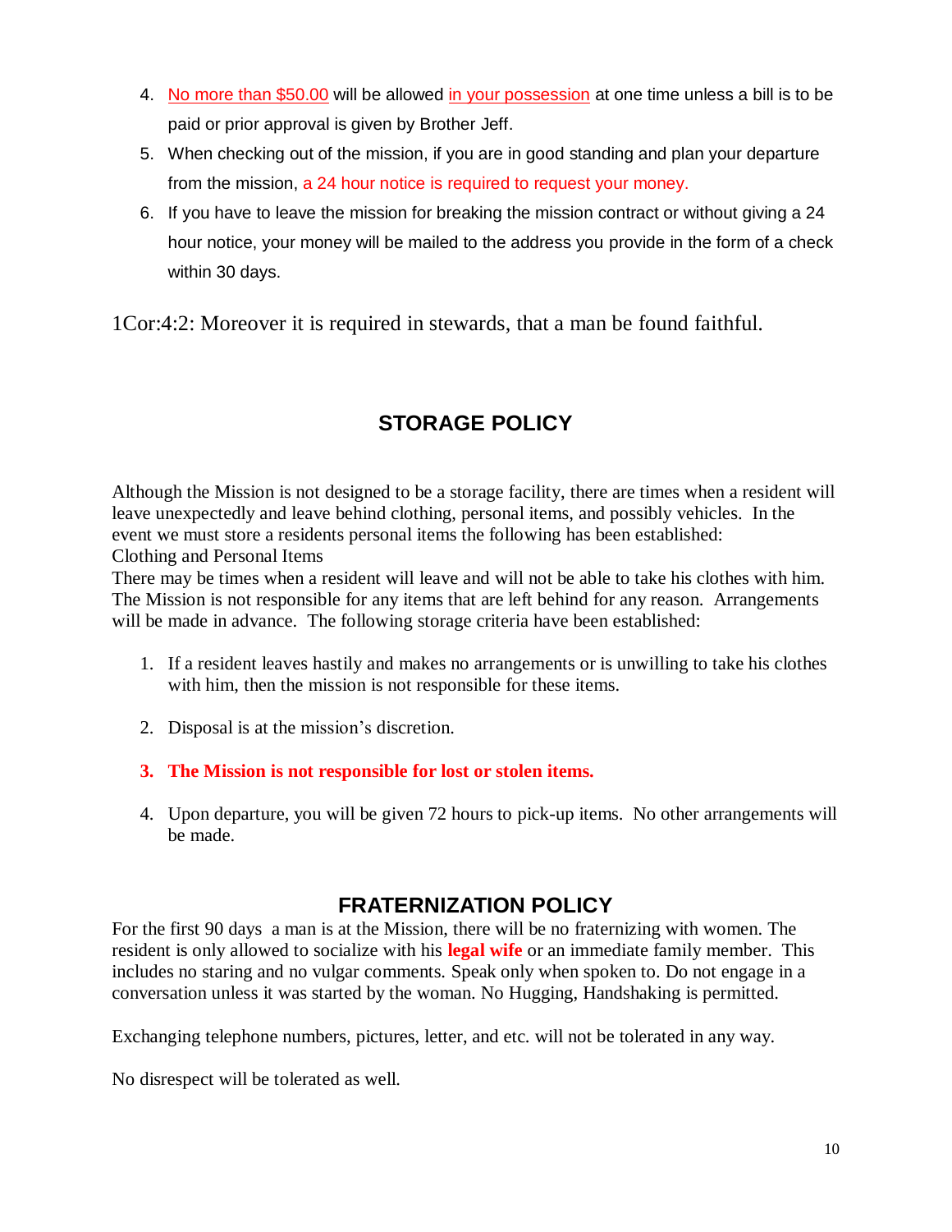4. No more than $50.00 will be allowed in your possession at one time unless a bill is to be paid or prior approval is given by Brother Jeff.
5. When checking out of the mission, if you are in good standing and plan your departure from the mission, a 24 hour notice is required to request your money.
6. If you have to leave the mission for breaking the mission contract or without giving a 24 hour notice, your money will be mailed to the address you provide in the form of a check within 30 days.

1Cor:4:2: Moreover it is required in stewards, that a man be found faithful.

## STORAGE POLICY

Although the Mission is not designed to be a storage facility, there are times when a resident will leave unexpectedly and leave behind clothing, personal items, and possibly vehicles. In the event we must store a residents personal items the following has been established:
Clothing and Personal Items
There may be times when a resident will leave and will not be able to take his clothes with him. The Mission is not responsible for any items that are left behind for any reason. Arrangements will be made in advance. The following storage criteria have been established:

1. If a resident leaves hastily and makes no arrangements or is unwilling to take his clothes with him, then the mission is not responsible for these items.

2. Disposal is at the mission's discretion.

3. **The Mission is not responsible for lost or stolen items.**

4. Upon departure, you will be given 72 hours to pick-up items. No other arrangements will be made.

## FRATERNIZATION POLICY

For the first 90 days a man is at the Mission, there will be no fraternizing with women. The resident is only allowed to socialize with his **legal wife** or an immediate family member. This includes no staring and no vulgar comments. Speak only when spoken to. Do not engage in a conversation unless it was started by the woman. No Hugging, Handshaking is permitted.

Exchanging telephone numbers, pictures, letter, and etc. will not be tolerated in any way.

No disrespect will be tolerated as well.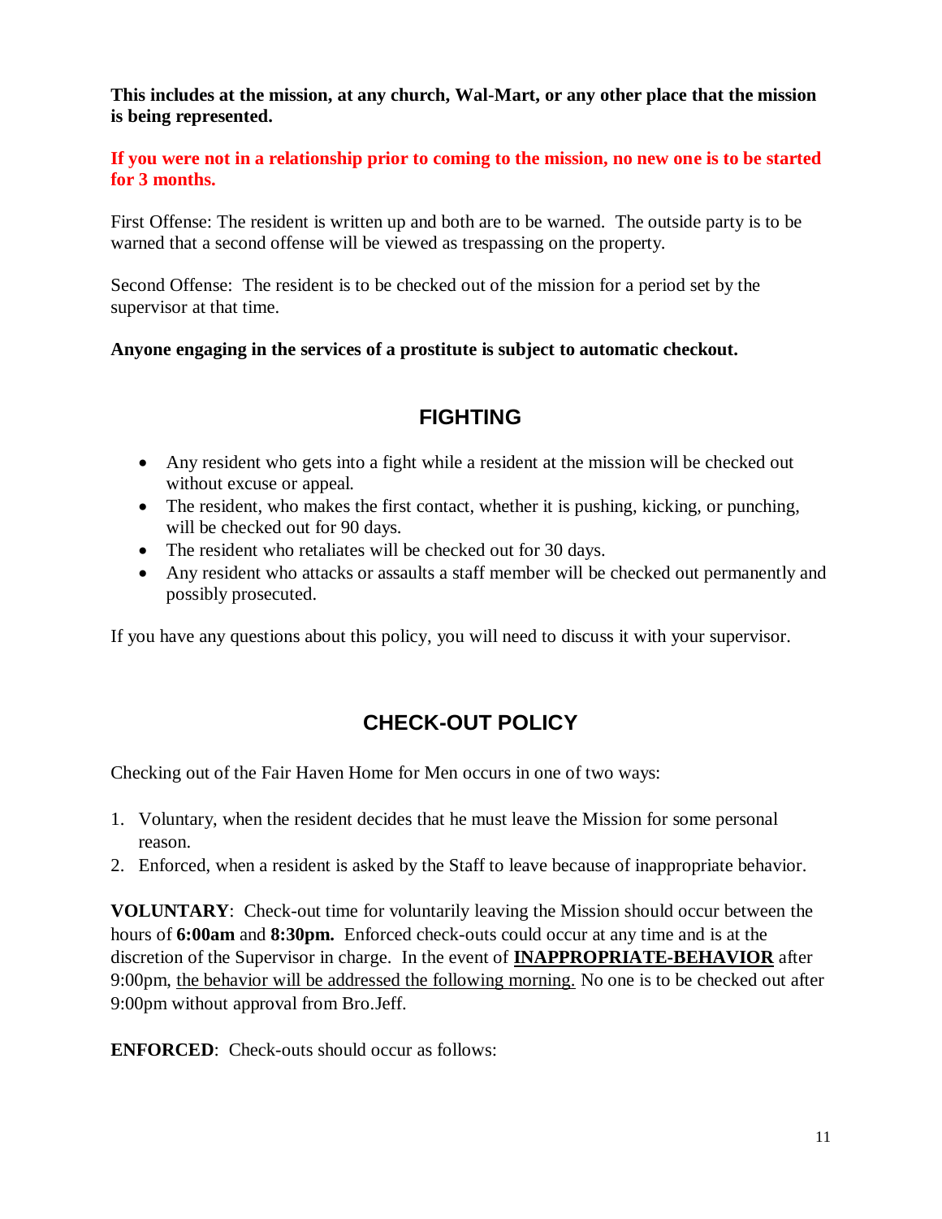**This includes at the mission, at any church, Wal-Mart, or any other place that the mission is being represented.**

**If you were not in a relationship prior to coming to the mission, no new one is to be started for 3 months.**

First Offense: The resident is written up and both are to be warned. The outside party is to be warned that a second offense will be viewed as trespassing on the property.

Second Offense: The resident is to be checked out of the mission for a period set by the supervisor at that time.

**Anyone engaging in the services of a prostitute is subject to automatic checkout.**

## FIGHTING

- Any resident who gets into a fight while a resident at the mission will be checked out without excuse or appeal.
- The resident, who makes the first contact, whether it is pushing, kicking, or punching, will be checked out for 90 days.
- The resident who retaliates will be checked out for 30 days.
- Any resident who attacks or assaults a staff member will be checked out permanently and possibly prosecuted.

If you have any questions about this policy, you will need to discuss it with your supervisor.

## CHECK-OUT POLICY

Checking out of the Fair Haven Home for Men occurs in one of two ways:

1. Voluntary, when the resident decides that he must leave the Mission for some personal reason.
2. Enforced, when a resident is asked by the Staff to leave because of inappropriate behavior.

**VOLUNTARY**: Check-out time for voluntarily leaving the Mission should occur between the hours of **6:00am** and **8:30pm.** Enforced check-outs could occur at any time and is at the discretion of the Supervisor in charge. In the event of <u>**INAPPROPRIATE-BEHAVIOR**</u> after 9:00pm, <u>the behavior will be addressed the following morning.</u> No one is to be checked out after 9:00pm without approval from Bro.Jeff.

**ENFORCED**: Check-outs should occur as follows: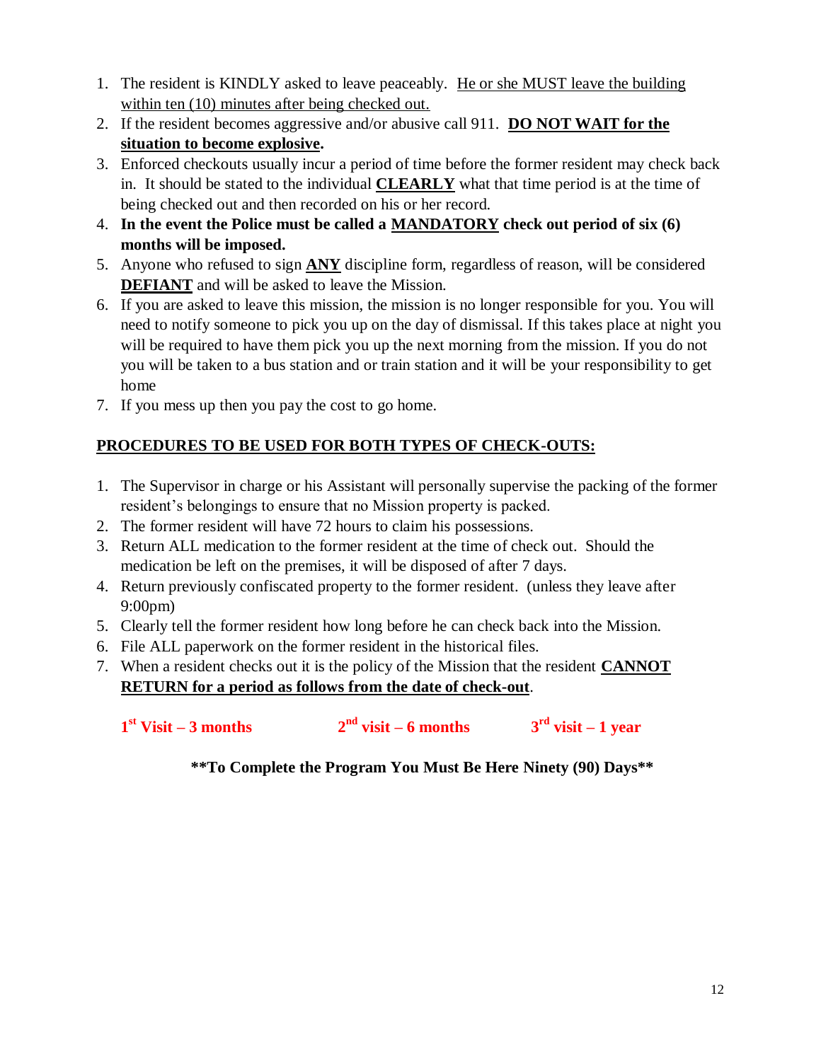1. The resident is KINDLY asked to leave peaceably. He or she MUST leave the building within ten (10) minutes after being checked out.
2. If the resident becomes aggressive and/or abusive call 911. **DO NOT WAIT for the situation to become explosive.**
3. Enforced checkouts usually incur a period of time before the former resident may check back in. It should be stated to the individual **CLEARLY** what that time period is at the time of being checked out and then recorded on his or her record.
4. **In the event the Police must be called a MANDATORY check out period of six (6) months will be imposed.**
5. Anyone who refused to sign **ANY** discipline form, regardless of reason, will be considered **DEFIANT** and will be asked to leave the Mission.
6. If you are asked to leave this mission, the mission is no longer responsible for you. You will need to notify someone to pick you up on the day of dismissal. If this takes place at night you will be required to have them pick you up the next morning from the mission. If you do not you will be taken to a bus station and or train station and it will be your responsibility to get home
7. If you mess up then you pay the cost to go home.

## PROCEDURES TO BE USED FOR BOTH TYPES OF CHECK-OUTS:

1. The Supervisor in charge or his Assistant will personally supervise the packing of the former resident's belongings to ensure that no Mission property is packed.
2. The former resident will have 72 hours to claim his possessions.
3. Return ALL medication to the former resident at the time of check out. Should the medication be left on the premises, it will be disposed of after 7 days.
4. Return previously confiscated property to the former resident. (unless they leave after 9:00pm)
5. Clearly tell the former resident how long before he can check back into the Mission.
6. File ALL paperwork on the former resident in the historical files.
7. When a resident checks out it is the policy of the Mission that the resident **CANNOT RETURN for a period as follows from the date of check-out**.

**1st Visit – 3 months** **2nd visit – 6 months** **3rd visit – 1 year**

**\*\*To Complete the Program You Must Be Here Ninety (90) Days\*\***